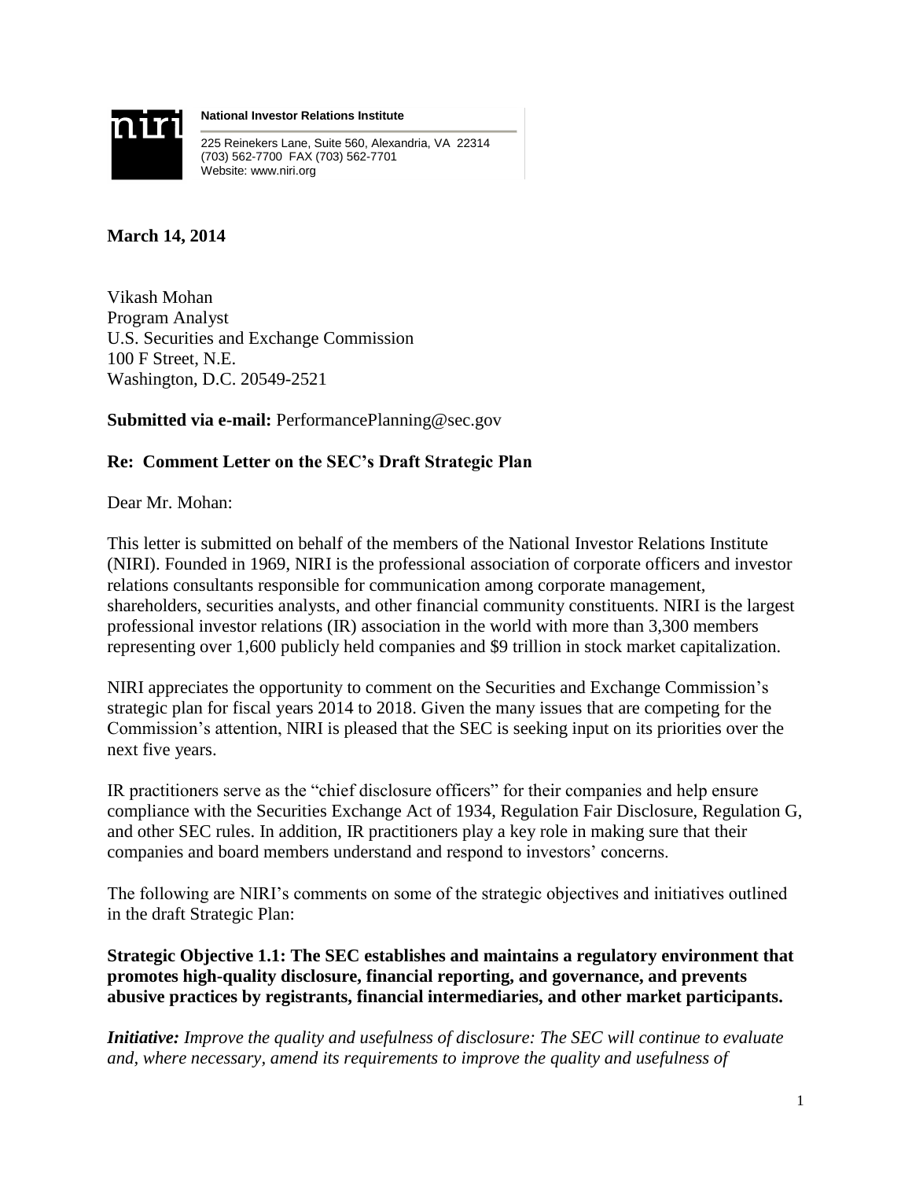**National Investor Relations Institute**

225 Reinekers Lane, Suite 560, Alexandria, VA 22314
(703) 562-7700 FAX (703) 562-7701
Website: www.niri.org

**March 14, 2014**

Vikash Mohan
Program Analyst
U.S. Securities and Exchange Commission
100 F Street, N.E.
Washington, D.C. 20549-2521

**Submitted via e-mail:** PerformancePlanning@sec.gov

**Re: Comment Letter on the SEC's Draft Strategic Plan**

Dear Mr. Mohan:

This letter is submitted on behalf of the members of the National Investor Relations Institute (NIRI). Founded in 1969, NIRI is the professional association of corporate officers and investor relations consultants responsible for communication among corporate management, shareholders, securities analysts, and other financial community constituents. NIRI is the largest professional investor relations (IR) association in the world with more than 3,300 members representing over 1,600 publicly held companies and $9 trillion in stock market capitalization.

NIRI appreciates the opportunity to comment on the Securities and Exchange Commission's strategic plan for fiscal years 2014 to 2018. Given the many issues that are competing for the Commission's attention, NIRI is pleased that the SEC is seeking input on its priorities over the next five years.

IR practitioners serve as the "chief disclosure officers" for their companies and help ensure compliance with the Securities Exchange Act of 1934, Regulation Fair Disclosure, Regulation G, and other SEC rules. In addition, IR practitioners play a key role in making sure that their companies and board members understand and respond to investors' concerns.

The following are NIRI's comments on some of the strategic objectives and initiatives outlined in the draft Strategic Plan:

**Strategic Objective 1.1: The SEC establishes and maintains a regulatory environment that promotes high-quality disclosure, financial reporting, and governance, and prevents abusive practices by registrants, financial intermediaries, and other market participants.**

***Initiative:*** *Improve the quality and usefulness of disclosure: The SEC will continue to evaluate and, where necessary, amend its requirements to improve the quality and usefulness of*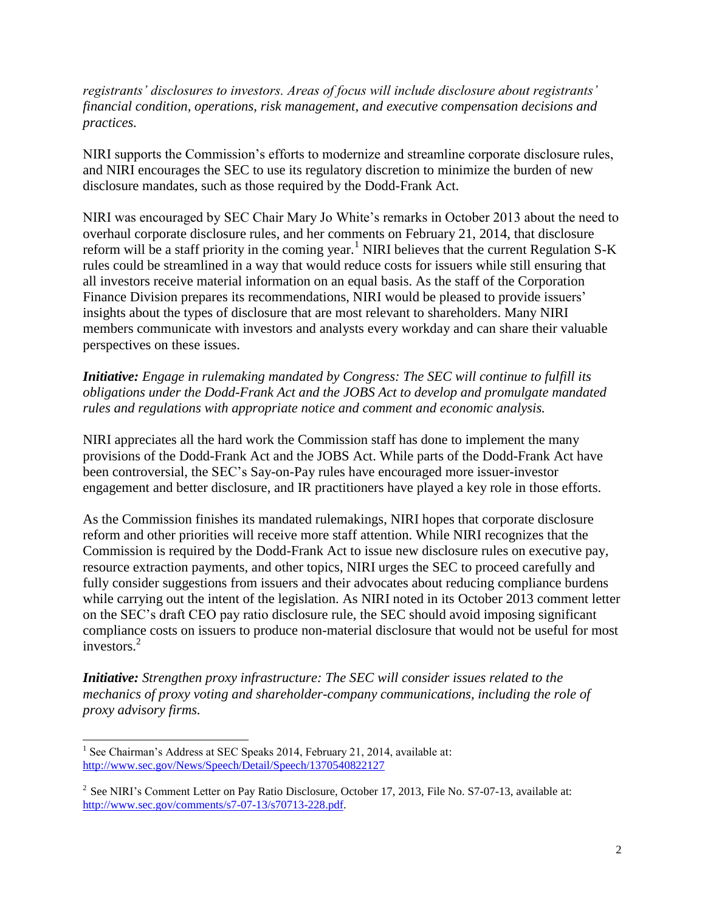*registrants' disclosures to investors. Areas of focus will include disclosure about registrants' financial condition, operations, risk management, and executive compensation decisions and practices.*

NIRI supports the Commission's efforts to modernize and streamline corporate disclosure rules, and NIRI encourages the SEC to use its regulatory discretion to minimize the burden of new disclosure mandates, such as those required by the Dodd-Frank Act.

NIRI was encouraged by SEC Chair Mary Jo White's remarks in October 2013 about the need to overhaul corporate disclosure rules, and her comments on February 21, 2014, that disclosure reform will be a staff priority in the coming year.[1] NIRI believes that the current Regulation S-K rules could be streamlined in a way that would reduce costs for issuers while still ensuring that all investors receive material information on an equal basis. As the staff of the Corporation Finance Division prepares its recommendations, NIRI would be pleased to provide issuers' insights about the types of disclosure that are most relevant to shareholders. Many NIRI members communicate with investors and analysts every workday and can share their valuable perspectives on these issues.

***Initiative:*** *Engage in rulemaking mandated by Congress: The SEC will continue to fulfill its obligations under the Dodd-Frank Act and the JOBS Act to develop and promulgate mandated rules and regulations with appropriate notice and comment and economic analysis.*

NIRI appreciates all the hard work the Commission staff has done to implement the many provisions of the Dodd-Frank Act and the JOBS Act. While parts of the Dodd-Frank Act have been controversial, the SEC's Say-on-Pay rules have encouraged more issuer-investor engagement and better disclosure, and IR practitioners have played a key role in those efforts.

As the Commission finishes its mandated rulemakings, NIRI hopes that corporate disclosure reform and other priorities will receive more staff attention. While NIRI recognizes that the Commission is required by the Dodd-Frank Act to issue new disclosure rules on executive pay, resource extraction payments, and other topics, NIRI urges the SEC to proceed carefully and fully consider suggestions from issuers and their advocates about reducing compliance burdens while carrying out the intent of the legislation. As NIRI noted in its October 2013 comment letter on the SEC's draft CEO pay ratio disclosure rule, the SEC should avoid imposing significant compliance costs on issuers to produce non-material disclosure that would not be useful for most investors.[2]

***Initiative:*** *Strengthen proxy infrastructure: The SEC will consider issues related to the mechanics of proxy voting and shareholder-company communications, including the role of proxy advisory firms.*

---

[1] See Chairman's Address at SEC Speaks 2014, February 21, 2014, available at: http://www.sec.gov/News/Speech/Detail/Speech/1370540822127

[2] See NIRI's Comment Letter on Pay Ratio Disclosure, October 17, 2013, File No. S7-07-13, available at: http://www.sec.gov/comments/s7-07-13/s70713-228.pdf.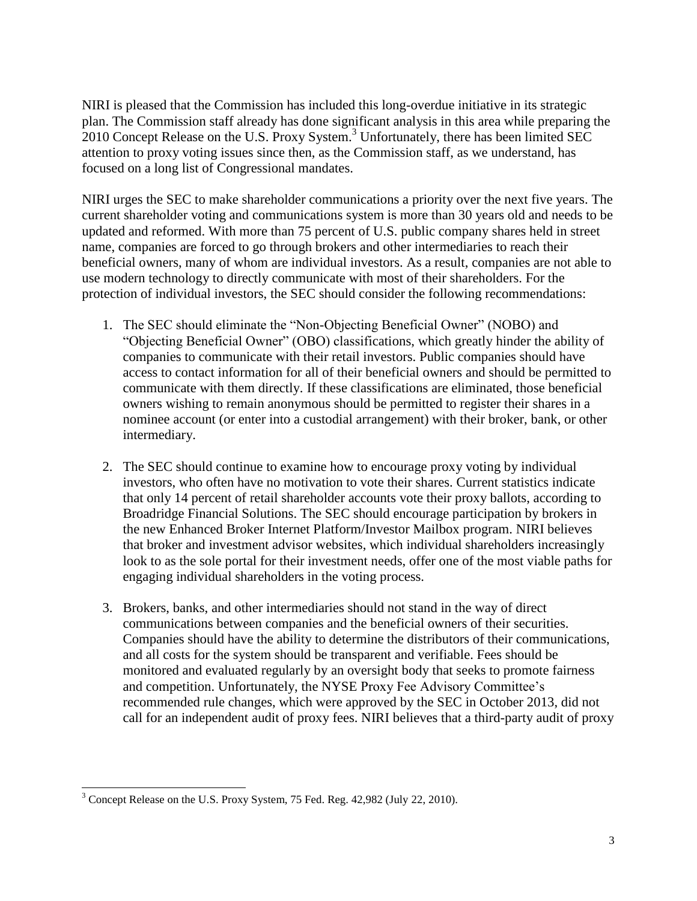NIRI is pleased that the Commission has included this long-overdue initiative in its strategic plan. The Commission staff already has done significant analysis in this area while preparing the 2010 Concept Release on the U.S. Proxy System.[3] Unfortunately, there has been limited SEC attention to proxy voting issues since then, as the Commission staff, as we understand, has focused on a long list of Congressional mandates.

NIRI urges the SEC to make shareholder communications a priority over the next five years. The current shareholder voting and communications system is more than 30 years old and needs to be updated and reformed. With more than 75 percent of U.S. public company shares held in street name, companies are forced to go through brokers and other intermediaries to reach their beneficial owners, many of whom are individual investors. As a result, companies are not able to use modern technology to directly communicate with most of their shareholders. For the protection of individual investors, the SEC should consider the following recommendations:

1. The SEC should eliminate the "Non-Objecting Beneficial Owner" (NOBO) and "Objecting Beneficial Owner" (OBO) classifications, which greatly hinder the ability of companies to communicate with their retail investors. Public companies should have access to contact information for all of their beneficial owners and should be permitted to communicate with them directly. If these classifications are eliminated, those beneficial owners wishing to remain anonymous should be permitted to register their shares in a nominee account (or enter into a custodial arrangement) with their broker, bank, or other intermediary.

2. The SEC should continue to examine how to encourage proxy voting by individual investors, who often have no motivation to vote their shares. Current statistics indicate that only 14 percent of retail shareholder accounts vote their proxy ballots, according to Broadridge Financial Solutions. The SEC should encourage participation by brokers in the new Enhanced Broker Internet Platform/Investor Mailbox program. NIRI believes that broker and investment advisor websites, which individual shareholders increasingly look to as the sole portal for their investment needs, offer one of the most viable paths for engaging individual shareholders in the voting process.

3. Brokers, banks, and other intermediaries should not stand in the way of direct communications between companies and the beneficial owners of their securities. Companies should have the ability to determine the distributors of their communications, and all costs for the system should be transparent and verifiable. Fees should be monitored and evaluated regularly by an oversight body that seeks to promote fairness and competition. Unfortunately, the NYSE Proxy Fee Advisory Committee's recommended rule changes, which were approved by the SEC in October 2013, did not call for an independent audit of proxy fees. NIRI believes that a third-party audit of proxy

---

[3] Concept Release on the U.S. Proxy System, 75 Fed. Reg. 42,982 (July 22, 2010).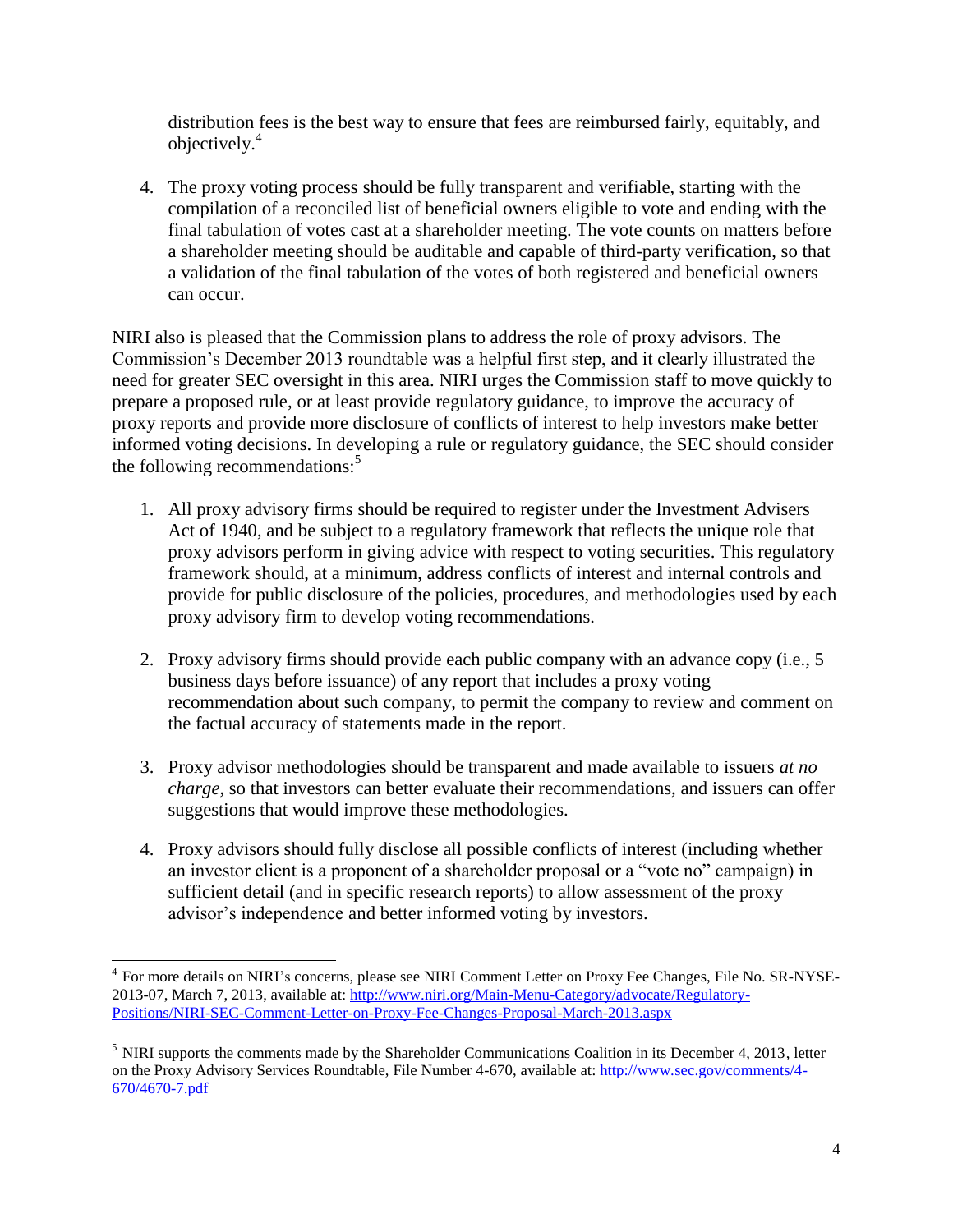distribution fees is the best way to ensure that fees are reimbursed fairly, equitably, and objectively.[4]

4. The proxy voting process should be fully transparent and verifiable, starting with the compilation of a reconciled list of beneficial owners eligible to vote and ending with the final tabulation of votes cast at a shareholder meeting. The vote counts on matters before a shareholder meeting should be auditable and capable of third-party verification, so that a validation of the final tabulation of the votes of both registered and beneficial owners can occur.

NIRI also is pleased that the Commission plans to address the role of proxy advisors. The Commission's December 2013 roundtable was a helpful first step, and it clearly illustrated the need for greater SEC oversight in this area. NIRI urges the Commission staff to move quickly to prepare a proposed rule, or at least provide regulatory guidance, to improve the accuracy of proxy reports and provide more disclosure of conflicts of interest to help investors make better informed voting decisions. In developing a rule or regulatory guidance, the SEC should consider the following recommendations:[5]

1. All proxy advisory firms should be required to register under the Investment Advisers Act of 1940, and be subject to a regulatory framework that reflects the unique role that proxy advisors perform in giving advice with respect to voting securities. This regulatory framework should, at a minimum, address conflicts of interest and internal controls and provide for public disclosure of the policies, procedures, and methodologies used by each proxy advisory firm to develop voting recommendations.

2. Proxy advisory firms should provide each public company with an advance copy (i.e., 5 business days before issuance) of any report that includes a proxy voting recommendation about such company, to permit the company to review and comment on the factual accuracy of statements made in the report.

3. Proxy advisor methodologies should be transparent and made available to issuers *at no charge*, so that investors can better evaluate their recommendations, and issuers can offer suggestions that would improve these methodologies.

4. Proxy advisors should fully disclose all possible conflicts of interest (including whether an investor client is a proponent of a shareholder proposal or a "vote no" campaign) in sufficient detail (and in specific research reports) to allow assessment of the proxy advisor's independence and better informed voting by investors.

---

[4] For more details on NIRI's concerns, please see NIRI Comment Letter on Proxy Fee Changes, File No. SR-NYSE-2013-07, March 7, 2013, available at: http://www.niri.org/Main-Menu-Category/advocate/Regulatory-Positions/NIRI-SEC-Comment-Letter-on-Proxy-Fee-Changes-Proposal-March-2013.aspx

[5] NIRI supports the comments made by the Shareholder Communications Coalition in its December 4, 2013, letter on the Proxy Advisory Services Roundtable, File Number 4-670, available at: http://www.sec.gov/comments/4-670/4670-7.pdf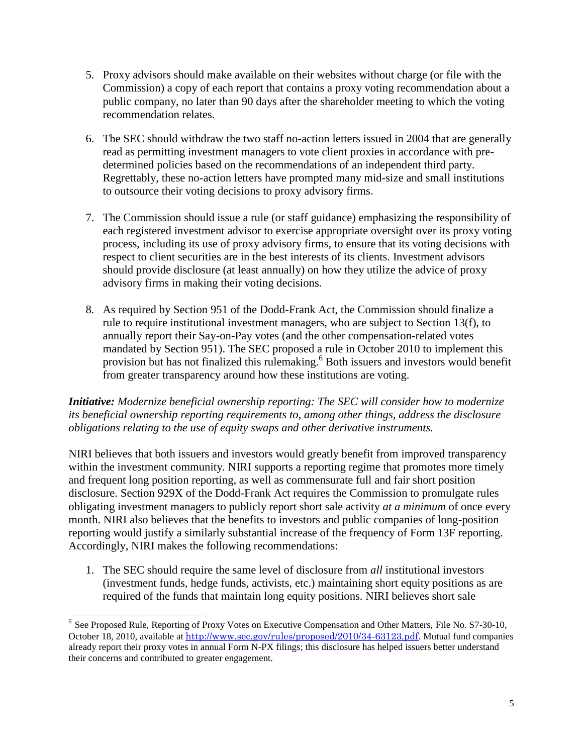5. Proxy advisors should make available on their websites without charge (or file with the Commission) a copy of each report that contains a proxy voting recommendation about a public company, no later than 90 days after the shareholder meeting to which the voting recommendation relates.

6. The SEC should withdraw the two staff no-action letters issued in 2004 that are generally read as permitting investment managers to vote client proxies in accordance with pre-determined policies based on the recommendations of an independent third party. Regrettably, these no-action letters have prompted many mid-size and small institutions to outsource their voting decisions to proxy advisory firms.

7. The Commission should issue a rule (or staff guidance) emphasizing the responsibility of each registered investment advisor to exercise appropriate oversight over its proxy voting process, including its use of proxy advisory firms, to ensure that its voting decisions with respect to client securities are in the best interests of its clients. Investment advisors should provide disclosure (at least annually) on how they utilize the advice of proxy advisory firms in making their voting decisions.

8. As required by Section 951 of the Dodd-Frank Act, the Commission should finalize a rule to require institutional investment managers, who are subject to Section 13(f), to annually report their Say-on-Pay votes (and the other compensation-related votes mandated by Section 951). The SEC proposed a rule in October 2010 to implement this provision but has not finalized this rulemaking.[6] Both issuers and investors would benefit from greater transparency around how these institutions are voting.

***Initiative:*** *Modernize beneficial ownership reporting: The SEC will consider how to modernize its beneficial ownership reporting requirements to, among other things, address the disclosure obligations relating to the use of equity swaps and other derivative instruments.*

NIRI believes that both issuers and investors would greatly benefit from improved transparency within the investment community. NIRI supports a reporting regime that promotes more timely and frequent long position reporting, as well as commensurate full and fair short position disclosure. Section 929X of the Dodd-Frank Act requires the Commission to promulgate rules obligating investment managers to publicly report short sale activity *at a minimum* of once every month. NIRI also believes that the benefits to investors and public companies of long-position reporting would justify a similarly substantial increase of the frequency of Form 13F reporting. Accordingly, NIRI makes the following recommendations:

1. The SEC should require the same level of disclosure from *all* institutional investors (investment funds, hedge funds, activists, etc.) maintaining short equity positions as are required of the funds that maintain long equity positions. NIRI believes short sale

---

[6] See Proposed Rule, Reporting of Proxy Votes on Executive Compensation and Other Matters, File No. S7-30-10, October 18, 2010, available at http://www.sec.gov/rules/proposed/2010/34-63123.pdf. Mutual fund companies already report their proxy votes in annual Form N-PX filings; this disclosure has helped issuers better understand their concerns and contributed to greater engagement.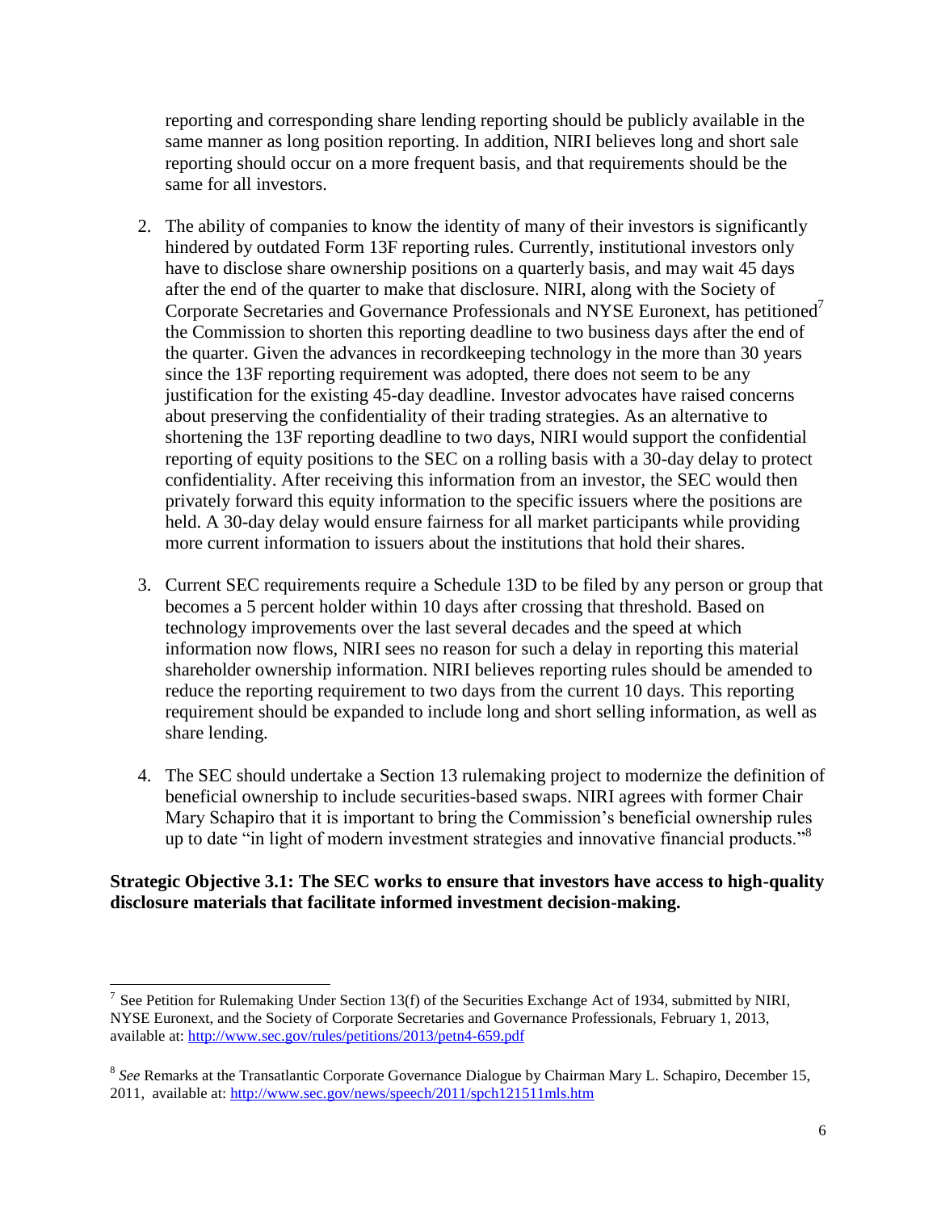reporting and corresponding share lending reporting should be publicly available in the same manner as long position reporting. In addition, NIRI believes long and short sale reporting should occur on a more frequent basis, and that requirements should be the same for all investors.

2. The ability of companies to know the identity of many of their investors is significantly hindered by outdated Form 13F reporting rules. Currently, institutional investors only have to disclose share ownership positions on a quarterly basis, and may wait 45 days after the end of the quarter to make that disclosure. NIRI, along with the Society of Corporate Secretaries and Governance Professionals and NYSE Euronext, has petitioned[7] the Commission to shorten this reporting deadline to two business days after the end of the quarter. Given the advances in recordkeeping technology in the more than 30 years since the 13F reporting requirement was adopted, there does not seem to be any justification for the existing 45-day deadline. Investor advocates have raised concerns about preserving the confidentiality of their trading strategies. As an alternative to shortening the 13F reporting deadline to two days, NIRI would support the confidential reporting of equity positions to the SEC on a rolling basis with a 30-day delay to protect confidentiality. After receiving this information from an investor, the SEC would then privately forward this equity information to the specific issuers where the positions are held. A 30-day delay would ensure fairness for all market participants while providing more current information to issuers about the institutions that hold their shares.

3. Current SEC requirements require a Schedule 13D to be filed by any person or group that becomes a 5 percent holder within 10 days after crossing that threshold. Based on technology improvements over the last several decades and the speed at which information now flows, NIRI sees no reason for such a delay in reporting this material shareholder ownership information. NIRI believes reporting rules should be amended to reduce the reporting requirement to two days from the current 10 days. This reporting requirement should be expanded to include long and short selling information, as well as share lending.

4. The SEC should undertake a Section 13 rulemaking project to modernize the definition of beneficial ownership to include securities-based swaps. NIRI agrees with former Chair Mary Schapiro that it is important to bring the Commission's beneficial ownership rules up to date "in light of modern investment strategies and innovative financial products."[8]

**Strategic Objective 3.1: The SEC works to ensure that investors have access to high-quality disclosure materials that facilitate informed investment decision-making.**

---

[7] See Petition for Rulemaking Under Section 13(f) of the Securities Exchange Act of 1934, submitted by NIRI, NYSE Euronext, and the Society of Corporate Secretaries and Governance Professionals, February 1, 2013, available at: http://www.sec.gov/rules/petitions/2013/petn4-659.pdf

[8] *See* Remarks at the Transatlantic Corporate Governance Dialogue by Chairman Mary L. Schapiro, December 15, 2011, available at: http://www.sec.gov/news/speech/2011/spch121511mls.htm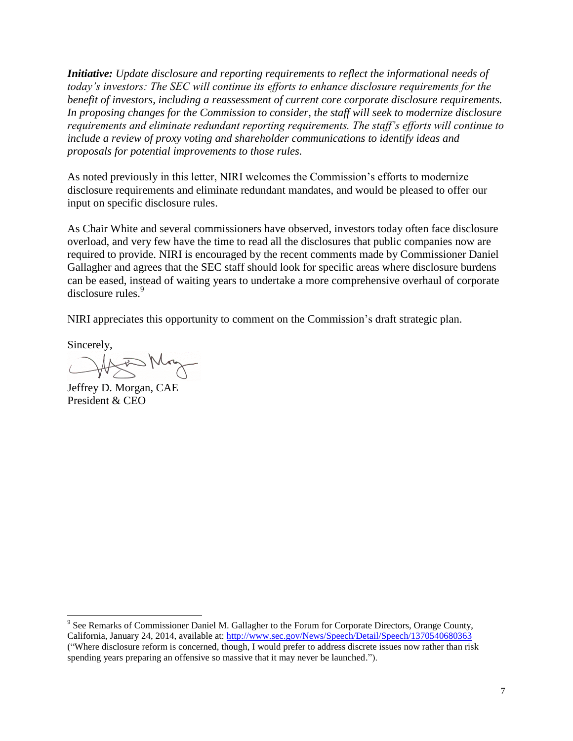***Initiative:*** *Update disclosure and reporting requirements to reflect the informational needs of today's investors: The SEC will continue its efforts to enhance disclosure requirements for the benefit of investors, including a reassessment of current core corporate disclosure requirements. In proposing changes for the Commission to consider, the staff will seek to modernize disclosure requirements and eliminate redundant reporting requirements. The staff's efforts will continue to include a review of proxy voting and shareholder communications to identify ideas and proposals for potential improvements to those rules.*

As noted previously in this letter, NIRI welcomes the Commission's efforts to modernize disclosure requirements and eliminate redundant mandates, and would be pleased to offer our input on specific disclosure rules.

As Chair White and several commissioners have observed, investors today often face disclosure overload, and very few have the time to read all the disclosures that public companies now are required to provide. NIRI is encouraged by the recent comments made by Commissioner Daniel Gallagher and agrees that the SEC staff should look for specific areas where disclosure burdens can be eased, instead of waiting years to undertake a more comprehensive overhaul of corporate disclosure rules.[9]

NIRI appreciates this opportunity to comment on the Commission's draft strategic plan.

Sincerely,

Jeffrey D. Morgan, CAE
President & CEO

---

[9] See Remarks of Commissioner Daniel M. Gallagher to the Forum for Corporate Directors, Orange County, California, January 24, 2014, available at: http://www.sec.gov/News/Speech/Detail/Speech/1370540680363 ("Where disclosure reform is concerned, though, I would prefer to address discrete issues now rather than risk spending years preparing an offensive so massive that it may never be launched.").